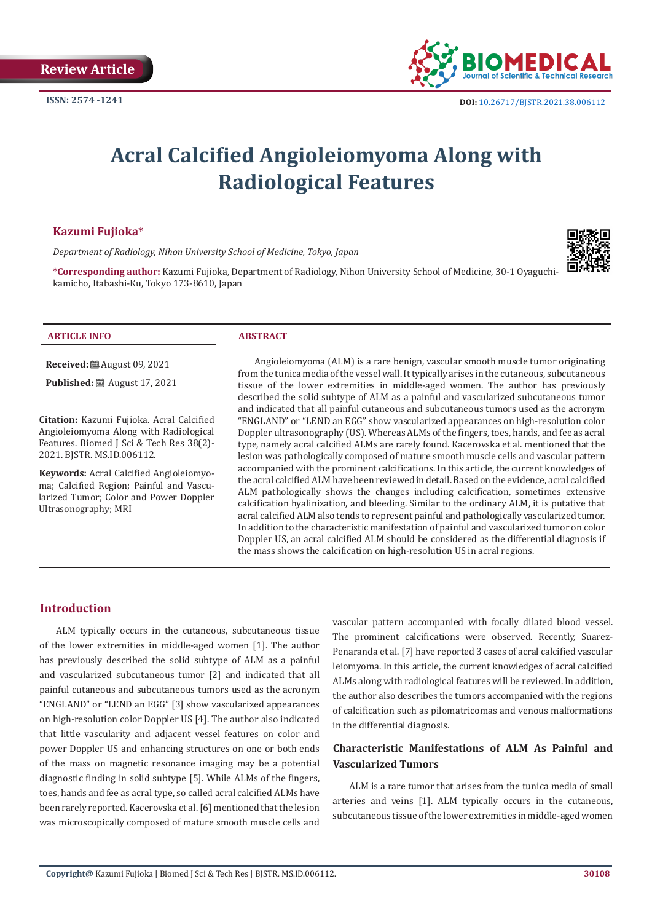Review Article

ISSN: 2574 -1241

DOI: 10.26717/BJSTR.2021.38.006112

# Acral Calcified Angioleiomyoma Along with Radiological Features

**Kazumi Fujioka***

*Department of Radiology, Nihon University School of Medicine, Tokyo, Japan*

***Corresponding author:** Kazumi Fujioka, Department of Radiology, Nihon University School of Medicine, 30-1 Oyaguchi-kamicho, Itabashi-Ku, Tokyo 173-8610, Japan

## ARTICLE INFO

**Received:** August 09, 2021

**Published:** August 17, 2021

**Citation:** Kazumi Fujioka. Acral Calcified Angioleiomyoma Along with Radiological Features. Biomed J Sci & Tech Res 38(2)-2021. BJSTR. MS.ID.006112.

**Keywords:** Acral Calcified Angioleiomyoma; Calcified Region; Painful and Vascularized Tumor; Color and Power Doppler Ultrasonography; MRI

## ABSTRACT

Angioleiomyoma (ALM) is a rare benign, vascular smooth muscle tumor originating from the tunica media of the vessel wall. It typically arises in the cutaneous, subcutaneous tissue of the lower extremities in middle-aged women. The author has previously described the solid subtype of ALM as a painful and vascularized subcutaneous tumor and indicated that all painful cutaneous and subcutaneous tumors used as the acronym "ENGLAND" or "LEND an EGG" show vascularized appearances on high-resolution color Doppler ultrasonography (US). Whereas ALMs of the fingers, toes, hands, and fee as acral type, namely acral calcified ALMs are rarely found. Kacerovska et al. mentioned that the lesion was pathologically composed of mature smooth muscle cells and vascular pattern accompanied with the prominent calcifications. In this article, the current knowledges of the acral calcified ALM have been reviewed in detail. Based on the evidence, acral calcified ALM pathologically shows the changes including calcification, sometimes extensive calcification hyalinization, and bleeding. Similar to the ordinary ALM, it is putative that acral calcified ALM also tends to represent painful and pathologically vascularized tumor. In addition to the characteristic manifestation of painful and vascularized tumor on color Doppler US, an acral calcified ALM should be considered as the differential diagnosis if the mass shows the calcification on high-resolution US in acral regions.

## Introduction

ALM typically occurs in the cutaneous, subcutaneous tissue of the lower extremities in middle-aged women [1]. The author has previously described the solid subtype of ALM as a painful and vascularized subcutaneous tumor [2] and indicated that all painful cutaneous and subcutaneous tumors used as the acronym "ENGLAND" or "LEND an EGG" [3] show vascularized appearances on high-resolution color Doppler US [4]. The author also indicated that little vascularity and adjacent vessel features on color and power Doppler US and enhancing structures on one or both ends of the mass on magnetic resonance imaging may be a potential diagnostic finding in solid subtype [5]. While ALMs of the fingers, toes, hands and fee as acral type, so called acral calcified ALMs have been rarely reported. Kacerovska et al. [6] mentioned that the lesion was microscopically composed of mature smooth muscle cells and vascular pattern accompanied with focally dilated blood vessel. The prominent calcifications were observed. Recently, Suarez-Penaranda et al. [7] have reported 3 cases of acral calcified vascular leiomyoma. In this article, the current knowledges of acral calcified ALMs along with radiological features will be reviewed. In addition, the author also describes the tumors accompanied with the regions of calcification such as pilomatricomas and venous malformations in the differential diagnosis.

### Characteristic Manifestations of ALM As Painful and Vascularized Tumors

ALM is a rare tumor that arises from the tunica media of small arteries and veins [1]. ALM typically occurs in the cutaneous, subcutaneous tissue of the lower extremities in middle-aged women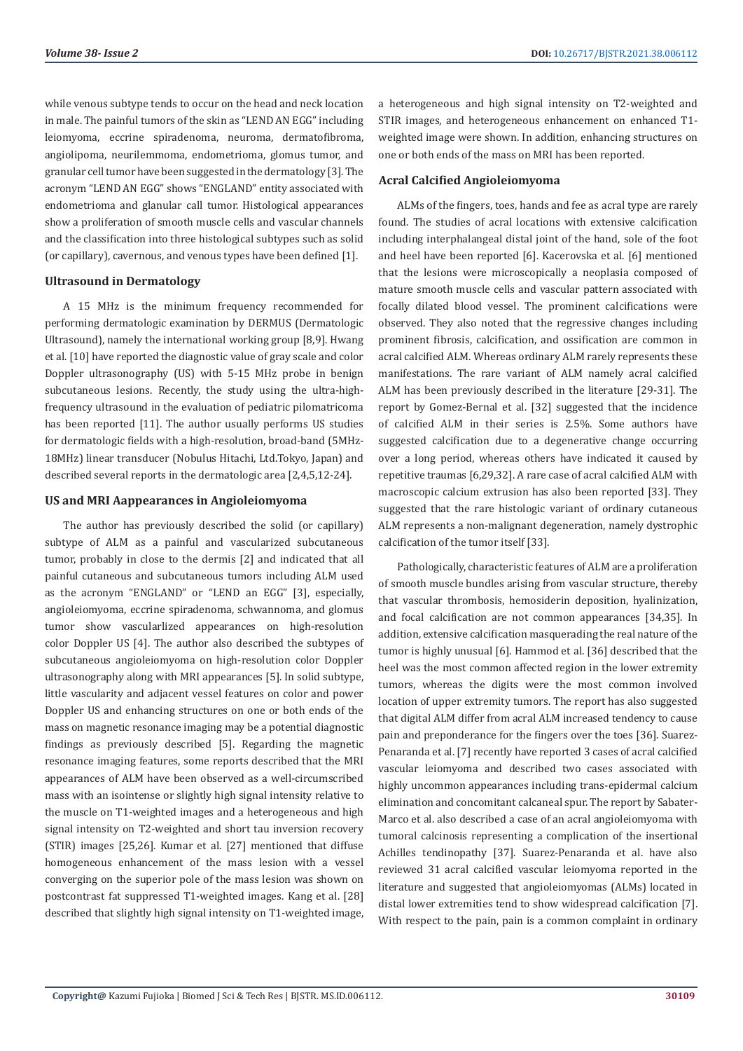while venous subtype tends to occur on the head and neck location in male. The painful tumors of the skin as "LEND AN EGG" including leiomyoma, eccrine spiradenoma, neuroma, dermatofibroma, angiolipoma, neurilemmoma, endometrioma, glomus tumor, and granular cell tumor have been suggested in the dermatology [3]. The acronym "LEND AN EGG" shows "ENGLAND" entity associated with endometrioma and glanular call tumor. Histological appearances show a proliferation of smooth muscle cells and vascular channels and the classification into three histological subtypes such as solid (or capillary), cavernous, and venous types have been defined [1].

## Ultrasound in Dermatology

A 15 MHz is the minimum frequency recommended for performing dermatologic examination by DERMUS (Dermatologic Ultrasound), namely the international working group [8,9]. Hwang et al. [10] have reported the diagnostic value of gray scale and color Doppler ultrasonography (US) with 5-15 MHz probe in benign subcutaneous lesions. Recently, the study using the ultra-high-frequency ultrasound in the evaluation of pediatric pilomatricoma has been reported [11]. The author usually performs US studies for dermatologic fields with a high-resolution, broad-band (5MHz-18MHz) linear transducer (Nobulus Hitachi, Ltd.Tokyo, Japan) and described several reports in the dermatologic area [2,4,5,12-24].

## US and MRI Aappearances in Angioleiomyoma

The author has previously described the solid (or capillary) subtype of ALM as a painful and vascularized subcutaneous tumor, probably in close to the dermis [2] and indicated that all painful cutaneous and subcutaneous tumors including ALM used as the acronym "ENGLAND" or "LEND an EGG" [3], especially, angioleiomyoma, eccrine spiradenoma, schwannoma, and glomus tumor show vascularlized appearances on high-resolution color Doppler US [4]. The author also described the subtypes of subcutaneous angioleiomyoma on high-resolution color Doppler ultrasonography along with MRI appearances [5]. In solid subtype, little vascularity and adjacent vessel features on color and power Doppler US and enhancing structures on one or both ends of the mass on magnetic resonance imaging may be a potential diagnostic findings as previously described [5]. Regarding the magnetic resonance imaging features, some reports described that the MRI appearances of ALM have been observed as a well-circumscribed mass with an isointense or slightly high signal intensity relative to the muscle on T1-weighted images and a heterogeneous and high signal intensity on T2-weighted and short tau inversion recovery (STIR) images [25,26]. Kumar et al. [27] mentioned that diffuse homogeneous enhancement of the mass lesion with a vessel converging on the superior pole of the mass lesion was shown on postcontrast fat suppressed T1-weighted images. Kang et al. [28] described that slightly high signal intensity on T1-weighted image, a heterogeneous and high signal intensity on T2-weighted and STIR images, and heterogeneous enhancement on enhanced T1-weighted image were shown. In addition, enhancing structures on one or both ends of the mass on MRI has been reported.

## Acral Calcified Angioleiomyoma

ALMs of the fingers, toes, hands and fee as acral type are rarely found. The studies of acral locations with extensive calcification including interphalangeal distal joint of the hand, sole of the foot and heel have been reported [6]. Kacerovska et al. [6] mentioned that the lesions were microscopically a neoplasia composed of mature smooth muscle cells and vascular pattern associated with focally dilated blood vessel. The prominent calcifications were observed. They also noted that the regressive changes including prominent fibrosis, calcification, and ossification are common in acral calcified ALM. Whereas ordinary ALM rarely represents these manifestations. The rare variant of ALM namely acral calcified ALM has been previously described in the literature [29-31]. The report by Gomez-Bernal et al. [32] suggested that the incidence of calcified ALM in their series is 2.5%. Some authors have suggested calcification due to a degenerative change occurring over a long period, whereas others have indicated it caused by repetitive traumas [6,29,32]. A rare case of acral calcified ALM with macroscopic calcium extrusion has also been reported [33]. They suggested that the rare histologic variant of ordinary cutaneous ALM represents a non-malignant degeneration, namely dystrophic calcification of the tumor itself [33].

Pathologically, characteristic features of ALM are a proliferation of smooth muscle bundles arising from vascular structure, thereby that vascular thrombosis, hemosiderin deposition, hyalinization, and focal calcification are not common appearances [34,35]. In addition, extensive calcification masquerading the real nature of the tumor is highly unusual [6]. Hammod et al. [36] described that the heel was the most common affected region in the lower extremity tumors, whereas the digits were the most common involved location of upper extremity tumors. The report has also suggested that digital ALM differ from acral ALM increased tendency to cause pain and preponderance for the fingers over the toes [36]. Suarez-Penaranda et al. [7] recently have reported 3 cases of acral calcified vascular leiomyoma and described two cases associated with highly uncommon appearances including trans-epidermal calcium elimination and concomitant calcaneal spur. The report by Sabater-Marco et al. also described a case of an acral angioleiomyoma with tumoral calcinosis representing a complication of the insertional Achilles tendinopathy [37]. Suarez-Penaranda et al. have also reviewed 31 acral calcified vascular leiomyoma reported in the literature and suggested that angioleiomyomas (ALMs) located in distal lower extremities tend to show widespread calcification [7]. With respect to the pain, pain is a common complaint in ordinary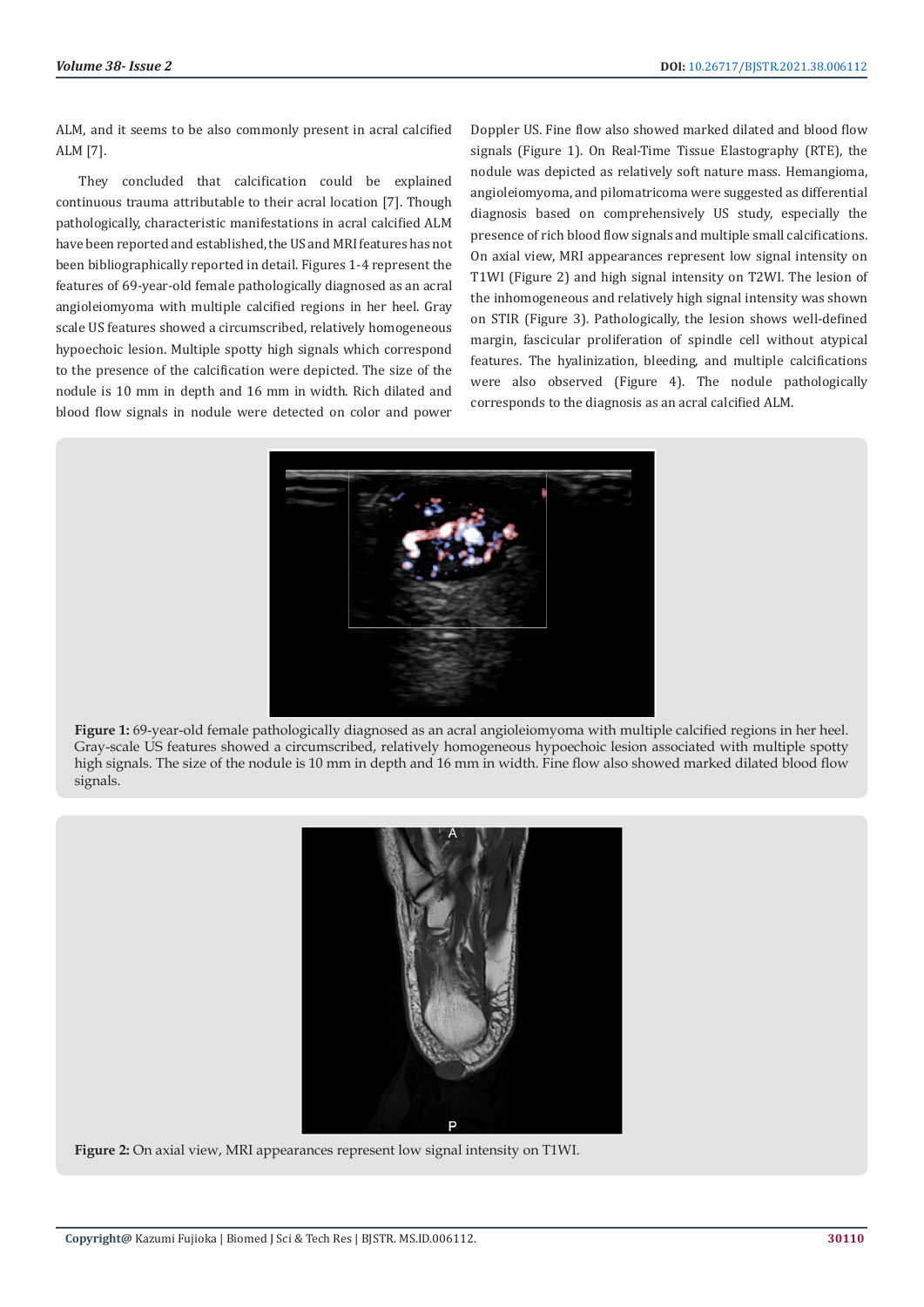ALM, and it seems to be also commonly present in acral calcified ALM [7].

They concluded that calcification could be explained continuous trauma attributable to their acral location [7]. Though pathologically, characteristic manifestations in acral calcified ALM have been reported and established, the US and MRI features has not been bibliographically reported in detail. Figures 1-4 represent the features of 69-year-old female pathologically diagnosed as an acral angioleiomyoma with multiple calcified regions in her heel. Gray scale US features showed a circumscribed, relatively homogeneous hypoechoic lesion. Multiple spotty high signals which correspond to the presence of the calcification were depicted. The size of the nodule is 10 mm in depth and 16 mm in width. Rich dilated and blood flow signals in nodule were detected on color and power Doppler US. Fine flow also showed marked dilated and blood flow signals (Figure 1). On Real-Time Tissue Elastography (RTE), the nodule was depicted as relatively soft nature mass. Hemangioma, angioleiomyoma, and pilomatricoma were suggested as differential diagnosis based on comprehensively US study, especially the presence of rich blood flow signals and multiple small calcifications. On axial view, MRI appearances represent low signal intensity on T1WI (Figure 2) and high signal intensity on T2WI. The lesion of the inhomogeneous and relatively high signal intensity was shown on STIR (Figure 3). Pathologically, the lesion shows well-defined margin, fascicular proliferation of spindle cell without atypical features. The hyalinization, bleeding, and multiple calcifications were also observed (Figure 4). The nodule pathologically corresponds to the diagnosis as an acral calcified ALM.

**Figure 1:** 69-year-old female pathologically diagnosed as an acral angioleiomyoma with multiple calcified regions in her heel. Gray-scale US features showed a circumscribed, relatively homogeneous hypoechoic lesion associated with multiple spotty high signals. The size of the nodule is 10 mm in depth and 16 mm in width. Fine flow also showed marked dilated blood flow signals.

**Figure 2:** On axial view, MRI appearances represent low signal intensity on T1WI.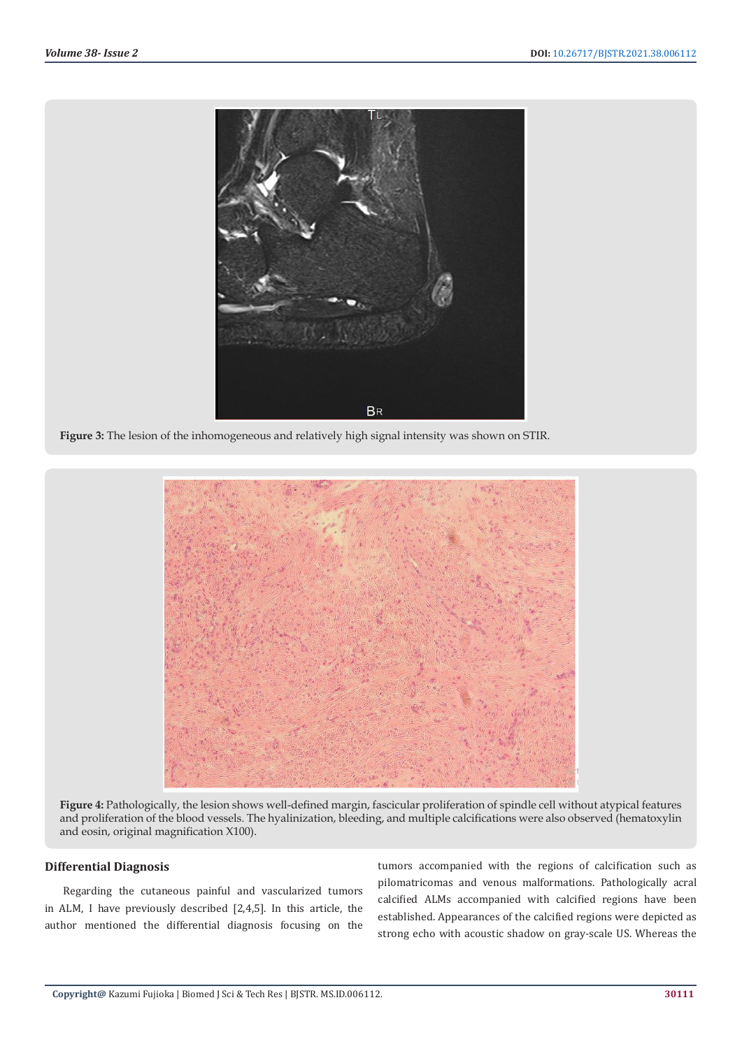**Figure 3:** The lesion of the inhomogeneous and relatively high signal intensity was shown on STIR.

**Figure 4:** Pathologically, the lesion shows well-defined margin, fascicular proliferation of spindle cell without atypical features and proliferation of the blood vessels. The hyalinization, bleeding, and multiple calcifications were also observed (hematoxylin and eosin, original magnification X100).

## Differential Diagnosis

Regarding the cutaneous painful and vascularized tumors in ALM, I have previously described [2,4,5]. In this article, the author mentioned the differential diagnosis focusing on the tumors accompanied with the regions of calcification such as pilomatricomas and venous malformations. Pathologically acral calcified ALMs accompanied with calcified regions have been established. Appearances of the calcified regions were depicted as strong echo with acoustic shadow on gray-scale US. Whereas the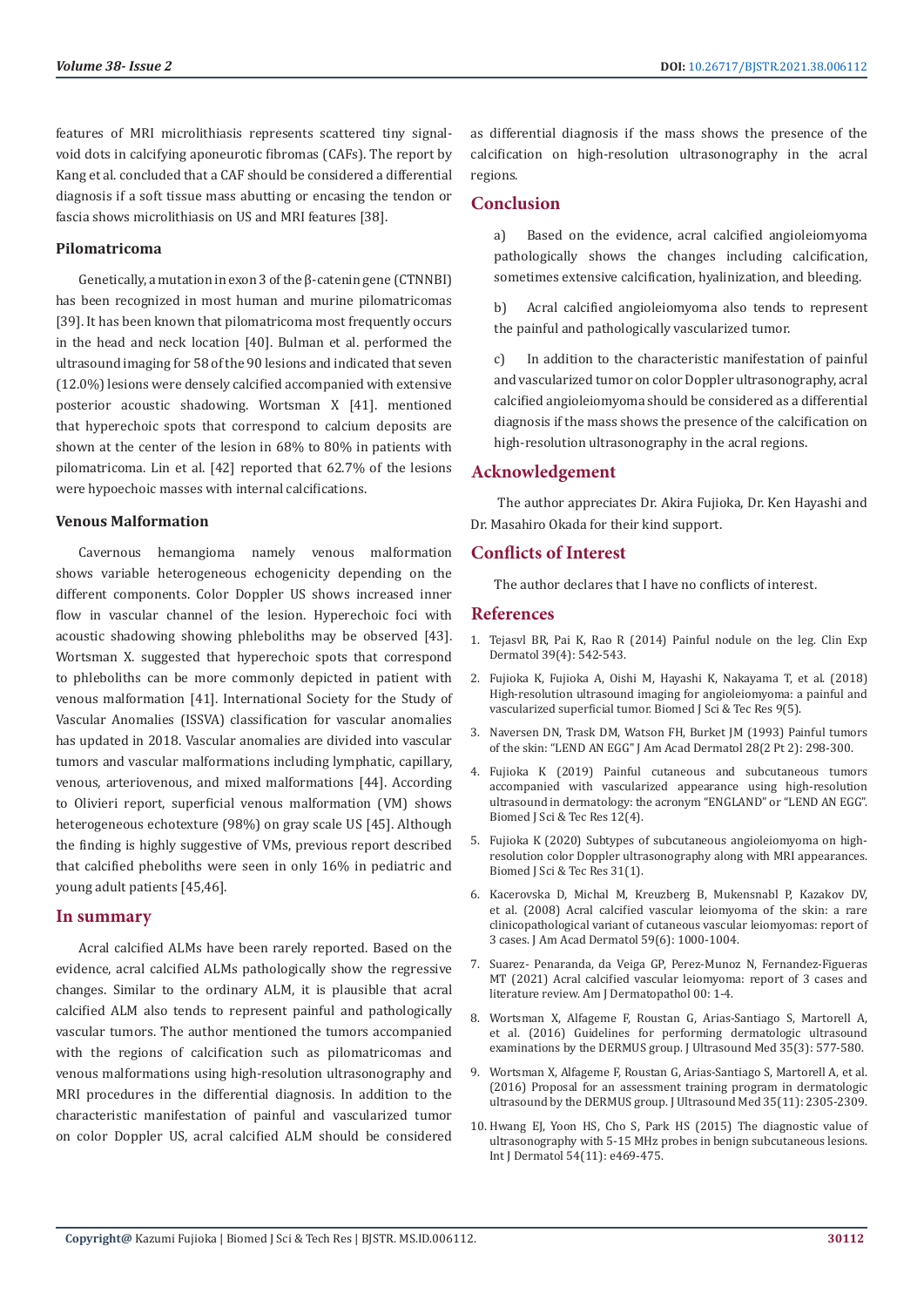features of MRI microlithiasis represents scattered tiny signal-void dots in calcifying aponeurotic fibromas (CAFs). The report by Kang et al. concluded that a CAF should be considered a differential diagnosis if a soft tissue mass abutting or encasing the tendon or fascia shows microlithiasis on US and MRI features [38].

### Pilomatricoma

Genetically, a mutation in exon 3 of the β-catenin gene (CTNNBI) has been recognized in most human and murine pilomatricomas [39]. It has been known that pilomatricoma most frequently occurs in the head and neck location [40]. Bulman et al. performed the ultrasound imaging for 58 of the 90 lesions and indicated that seven (12.0%) lesions were densely calcified accompanied with extensive posterior acoustic shadowing. Wortsman X [41]. mentioned that hyperechoic spots that correspond to calcium deposits are shown at the center of the lesion in 68% to 80% in patients with pilomatricoma. Lin et al. [42] reported that 62.7% of the lesions were hypoechoic masses with internal calcifications.

### Venous Malformation

Cavernous hemangioma namely venous malformation shows variable heterogeneous echogenicity depending on the different components. Color Doppler US shows increased inner flow in vascular channel of the lesion. Hyperechoic foci with acoustic shadowing showing phleboliths may be observed [43]. Wortsman X. suggested that hyperechoic spots that correspond to phleboliths can be more commonly depicted in patient with venous malformation [41]. International Society for the Study of Vascular Anomalies (ISSVA) classification for vascular anomalies has updated in 2018. Vascular anomalies are divided into vascular tumors and vascular malformations including lymphatic, capillary, venous, arteriovenous, and mixed malformations [44]. According to Olivieri report, superficial venous malformation (VM) shows heterogeneous echotexture (98%) on gray scale US [45]. Although the finding is highly suggestive of VMs, previous report described that calcified pheboliths were seen in only 16% in pediatric and young adult patients [45,46].

## In summary

Acral calcified ALMs have been rarely reported. Based on the evidence, acral calcified ALMs pathologically show the regressive changes. Similar to the ordinary ALM, it is plausible that acral calcified ALM also tends to represent painful and pathologically vascular tumors. The author mentioned the tumors accompanied with the regions of calcification such as pilomatricomas and venous malformations using high-resolution ultrasonography and MRI procedures in the differential diagnosis. In addition to the characteristic manifestation of painful and vascularized tumor on color Doppler US, acral calcified ALM should be considered as differential diagnosis if the mass shows the presence of the calcification on high-resolution ultrasonography in the acral regions.

## Conclusion

a) Based on the evidence, acral calcified angioleiomyoma pathologically shows the changes including calcification, sometimes extensive calcification, hyalinization, and bleeding.

b) Acral calcified angioleiomyoma also tends to represent the painful and pathologically vascularized tumor.

c) In addition to the characteristic manifestation of painful and vascularized tumor on color Doppler ultrasonography, acral calcified angioleiomyoma should be considered as a differential diagnosis if the mass shows the presence of the calcification on high-resolution ultrasonography in the acral regions.

## Acknowledgement

The author appreciates Dr. Akira Fujioka, Dr. Ken Hayashi and Dr. Masahiro Okada for their kind support.

## Conflicts of Interest

The author declares that I have no conflicts of interest.

## References

1. Tejasvl BR, Pai K, Rao R (2014) Painful nodule on the leg. Clin Exp Dermatol 39(4): 542-543.
2. Fujioka K, Fujioka A, Oishi M, Hayashi K, Nakayama T, et al. (2018) High-resolution ultrasound imaging for angioleiomyoma: a painful and vascularized superficial tumor. Biomed J Sci & Tec Res 9(5).
3. Naversen DN, Trask DM, Watson FH, Burket JM (1993) Painful tumors of the skin: "LEND AN EGG" J Am Acad Dermatol 28(2 Pt 2): 298-300.
4. Fujioka K (2019) Painful cutaneous and subcutaneous tumors accompanied with vascularized appearance using high-resolution ultrasound in dermatology: the acronym "ENGLAND" or "LEND AN EGG". Biomed J Sci & Tec Res 12(4).
5. Fujioka K (2020) Subtypes of subcutaneous angioleiomyoma on high-resolution color Doppler ultrasonography along with MRI appearances. Biomed J Sci & Tec Res 31(1).
6. Kacerovska D, Michal M, Kreuzberg B, Mukensnabl P, Kazakov DV, et al. (2008) Acral calcified vascular leiomyoma of the skin: a rare clinicopathological variant of cutaneous vascular leiomyomas: report of 3 cases. J Am Acad Dermatol 59(6): 1000-1004.
7. Suarez- Penaranda, da Veiga GP, Perez-Munoz N, Fernandez-Figueras MT (2021) Acral calcified vascular leiomyoma: report of 3 cases and literature review. Am J Dermatopathol 00: 1-4.
8. Wortsman X, Alfageme F, Roustan G, Arias-Santiago S, Martorell A, et al. (2016) Guidelines for performing dermatologic ultrasound examinations by the DERMUS group. J Ultrasound Med 35(3): 577-580.
9. Wortsman X, Alfageme F, Roustan G, Arias-Santiago S, Martorell A, et al. (2016) Proposal for an assessment training program in dermatologic ultrasound by the DERMUS group. J Ultrasound Med 35(11): 2305-2309.
10. Hwang EJ, Yoon HS, Cho S, Park HS (2015) The diagnostic value of ultrasonography with 5-15 MHz probes in benign subcutaneous lesions. Int J Dermatol 54(11): e469-475.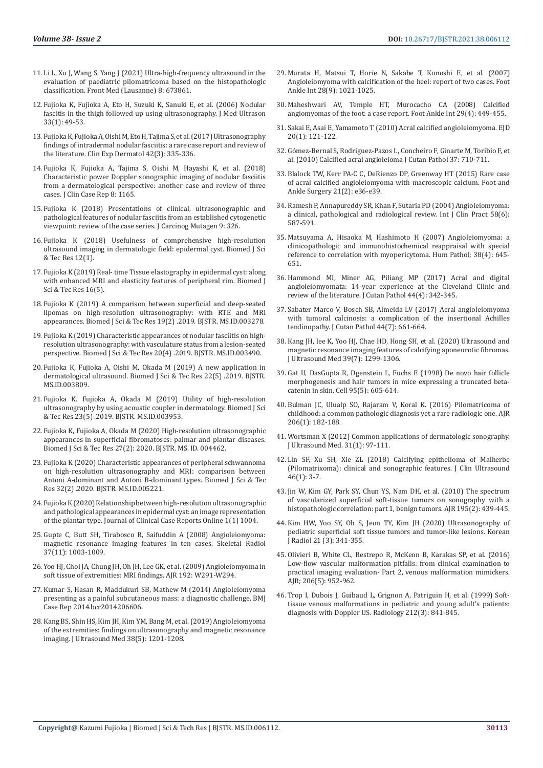11. Li L, Xu J, Wang S, Yang J (2021) Ultra-high-frequency ultrasound in the evaluation of paediatric pilomatricoma based on the histopathologic classification. Front Med (Lausanne) 8: 673861.
12. Fujioka K, Fujioka A, Eto H, Suzuki K, Sanuki E, et al. (2006) Nodular fascitis in the thigh followed up using ultrasonography. J Med Ultrason 33(1): 49-53.
13. Fujioka K, Fujioka A, Oishi M, Eto H, Tajima S, et al. (2017) Ultrasonography findings of intradermal nodular fasciitis: a rare case report and review of the literature. Clin Exp Dermatol 42(3): 335-336.
14. Fujioka K, Fujioka A, Tajima S, Oishi M, Hayashi K, et al. (2018) Characteristic power Doppler sonographic imaging of nodular fasciitis from a dermatological perspective: another case and review of three cases. J Clin Case Rep 8: 1165.
15. Fujioka K (2018) Presentations of clinical, ultrasonographic and pathological features of nodular fasciitis from an established cytogenetic viewpoint: review of the case series. J Carcinog Mutagen 9: 326.
16. Fujioka K (2018) Usefulness of comprehensive high-resolution ultrasound imaging in dermatologic field: epidermal cyst. Biomed J Sci & Tec Res 12(1).
17. Fujioka K (2019) Real- time Tissue elastography in epidermal cyst: along with enhanced MRI and elasticity features of peripheral rim. Biomed J Sci & Tec Res 16(5).
18. Fujioka K (2019) A comparison between superficial and deep-seated lipomas on high-resolution ultrasonography: with RTE and MRI appearances. Biomed J Sci & Tec Res 19(2) .2019. BJSTR. MS.ID.003278.
19. Fujioka K (2019) Characteristic appearances of nodular fasciitis on high-resolution ultrasonography: with vasculature status from a lesion-seated perspective. Biomed J Sci & Tec Res 20(4) .2019. BJSTR. MS.ID.003490.
20. Fujioka K, Fujioka A, Oishi M, Okada M (2019) A new application in dermatological ultrasound. Biomed J Sci & Tec Res 22(5) .2019. BJSTR. MS.ID.003809.
21. Fujioka K. Fujioka A, Okada M (2019) Utility of high-resolution ultrasonography by using acoustic coupler in dermatology. Biomed J Sci & Tec Res 23(5) .2019. BJSTR. MS.ID.003953.
22. Fujioka K, Fujioka A, Okada M (2020) High-resolution ultrasonographic appearances in superficial fibromatoses: palmar and plantar diseases. Biomed J Sci & Tec Res 27(2): 2020. BJSTR. MS. ID. 004462.
23. Fujioka K (2020) Characteristic appearances of peripheral schwannoma on high-resolution ultrasonography and MRI: comparison between Antoni A-dominant and Antoni B-dominant types. Biomed J Sci & Tec Res 32(2) .2020. BJSTR. MS.ID.005221.
24. Fujioka K (2020) Relationship between high-resolution ultrasonographic and pathological appearances in epidermal cyst: an image representation of the plantar type. Journal of Clinical Case Reports Online 1(1) 1004.
25. Gupte C, Butt SH, Tirabosco R, Saifuddin A (2008) Angioleiomyoma: magnetic resonance imaging features in ten cases. Skeletal Radiol 37(11): 1003-1009.
26. Yoo HJ, Choi JA, Chung JH, Oh JH, Lee GK, et al. (2009) Angioleiomyoma in soft tissue of extremities: MRI findings. AJR 192: W291-W294.
27. Kumar S, Hasan R, Maddukuri SB, Mathew M (2014) Angioleiomyoma presenting as a painful subcutaneous mass: a diagnostic challenge. BMJ Case Rep 2014.bcr2014206606.
28. Kang BS, Shin HS, Kim JH, Kim YM, Bang M, et al. (2019) Angioleiomyoma of the extremities: findings on ultrasonography and magnetic resonance imaging. J Ultrasound Med 38(5): 1201-1208.
29. Murata H, Matsui T, Horie N, Sakabe T, Konoshi E, et al. (2007) Angioleiomyoma with calcification of the heel: report of two cases. Foot Ankle Int 28(9): 1021-1025.
30. Maheshwari AV, Temple HT, Murocacho CA (2008) Calcified angiomyomas of the foot: a case report. Foot Ankle Int 29(4): 449-455.
31. Sakai E, Asai E, Yamamoto T (2010) Acral calcified angioleiomyoma. EJD 20(1): 121-122.
32. Gómez-Bernal S, Rodriguez-Pazos L, Concheiro F, Ginarte M, Toribio F, et al. (2010) Calcified acral angioleioma J Cutan Pathol 37: 710-711.
33. Blalock TW, Kerr PA-C C, DeRienzo DP, Greenway HT (2015) Rare case of acral calcified angioleiomyoma with macroscopic calcium. Foot and Ankle Surgery 21(2): e36-e39.
34. Ramesh P, Annapureddy SR, Khan F, Sutaria PD (2004) Angioleiomyoma: a clinical, pathological and radiological review. Int J Clin Pract 58(6): 587-591.
35. Matsuyama A, Hisaoka M, Hashimoto H (2007) Angioleiomyoma: a clinicopathologic and immunohistochemical reappraisal with special reference to correlation with myopericytoma. Hum Pathol; 38(4): 645-651.
36. Hammond MI, Miner AG, Piliang MP (2017) Acral and digital angioleiomyomata: 14-year experience at the Cleveland Clinic and review of the literature. J Cutan Pathol 44(4): 342-345.
37. Sabater Marco V, Bosch SB, Almeida LV (2017) Acral angioleiomyoma with tumoral calcinosis: a complication of the insertional Achilles tendinopathy. J Cutan Pathol 44(7): 661-664.
38. Kang JH, lee K, Yoo HJ, Chae HD, Hong SH, et al. (2020) Ultrasound and magnetic resonance imaging features of calcifying aponeurotic fibromas. J Ultrasound Med 39(7): 1299-1306.
39. Gat U, DasGupta R, Dgenstein L, Fuchs E (1998) De novo hair follicle morphogenesis and hair tumors in mice expressing a truncated beta-catenin in skin. Cell 95(5): 605-614.
40. Bulman JC, Ulualp SO, Rajaram V, Koral K. (2016) Pilomatricoma of childhood: a common pathologic diagnosis yet a rare radiologic one. AJR 206(1): 182-188.
41. Wortsman X (2012) Common applications of dermatologic sonography. J Ultrasound Med. 31(1): 97-111.
42. Lin SF, Xu SH, Xie ZL (2018) Calcifying epithelioma of Malherbe (Pilomatrixoma): clinical and sonographic features. J Clin Ultrasound 46(1): 3-7.
43. Jin W, Kim GY, Park SY, Chun YS, Nam DH, et al. (2010) The spectrum of vascularized superficial soft-tissue tumors on sonography with a histopathologic correlation: part 1, benign tumors. AJR 195(2): 439-445.
44. Kim HW, Yoo SY, Oh S, Jeon TY, Kim JH (2020) Ultrasonography of pediatric superficial soft tissue tumors and tumor-like lesions. Korean J Radiol 21 (3): 341-355.
45. Olivieri B, White CL, Restrepo R, McKeon B, Karakas SP, et al. (2016) Low-flow vascular malformation pitfalls: from clinical examination to practical imaging evaluation- Part 2, venous malformation mimickers. AJR; 206(5): 952-962.
46. Trop I, Dubois J, Guibaud L, Grignon A, Patriguin H, et al. (1999) Soft-tissue venous malformations in pediatric and young adult's patients: diagnosis with Doppler US. Radiology 212(3): 841-845.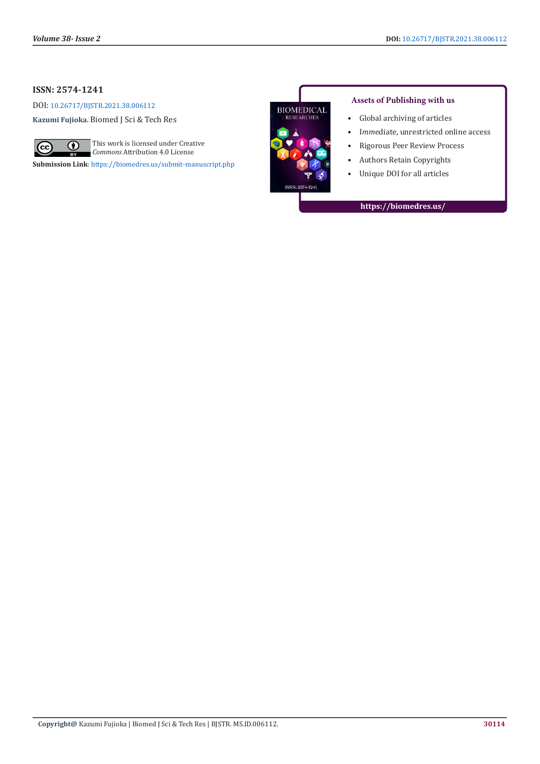**ISSN: 2574-1241**

DOI: 10.26717/BJSTR.2021.38.006112

**Kazumi Fujioka.** Biomed J Sci & Tech Res

This work is licensed under Creative *Commons* Attribution 4.0 License

**Submission Link**: https://biomedres.us/submit-manuscript.php

### Assets of Publishing with us

- Global archiving of articles
- Immediate, unrestricted online access
- Rigorous Peer Review Process
- Authors Retain Copyrights
- Unique DOI for all articles

**https://biomedres.us/**